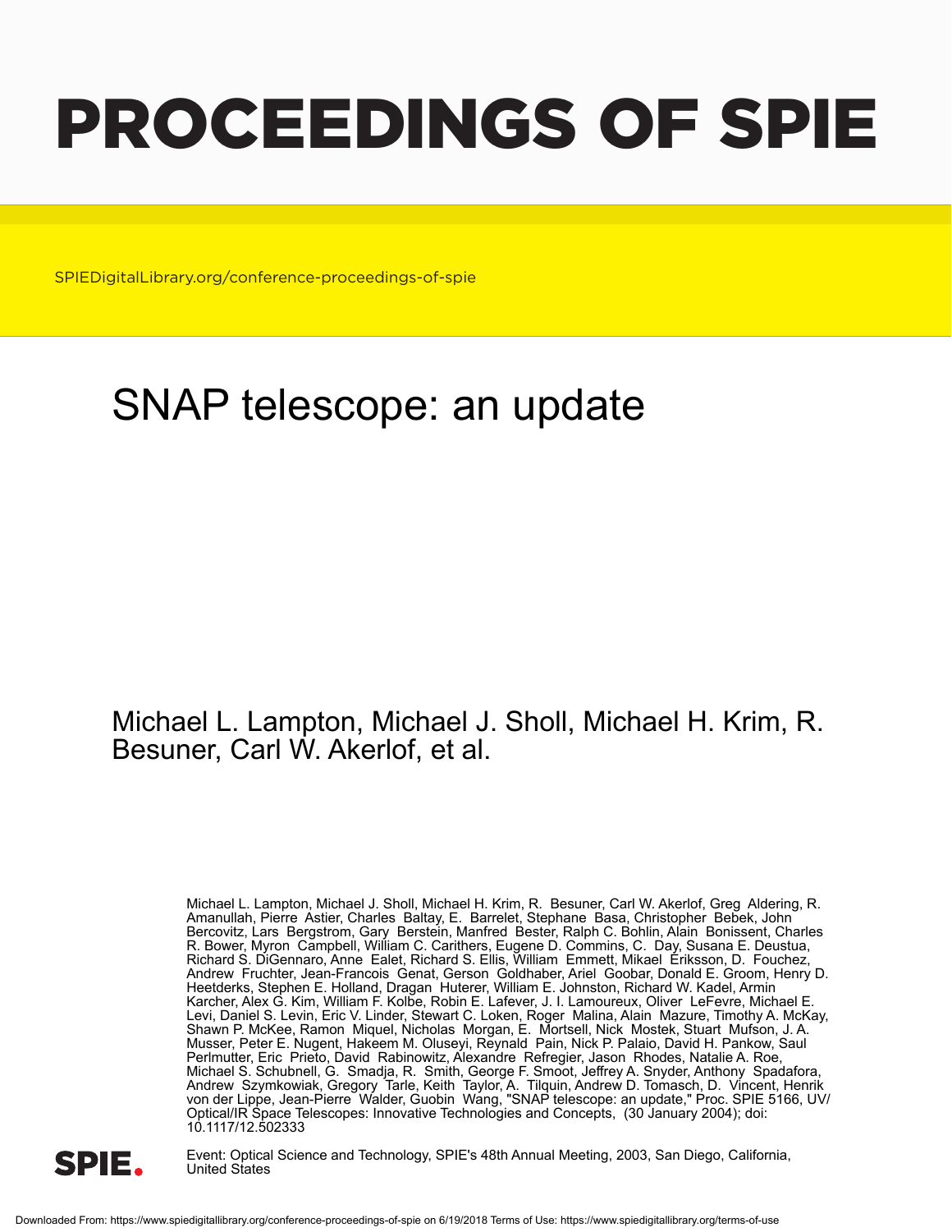# PROCEEDINGS OF SPIE

SPIEDigitalLibrary.org/conference-proceedings-of-spie

# SNAP telescope: an update

Michael L. Lampton, Michael J. Sholl, Michael H. Krim, R. Besuner, Carl W. Akerlof, et al.

Michael L. Lampton, Michael J. Sholl, Michael H. Krim, R. Besuner, Carl W. Akerlof, Greg Aldering, R. Amanullah, Pierre Astier, Charles Baltay, E. Barrelet, Stephane Basa, Christopher Bebek, John Bercovitz, Lars Bergstrom, Gary Berstein, Manfred Bester, Ralph C. Bohlin, Alain Bonissent, Charles R. Bower, Myron Campbell, William C. Carithers, Eugene D. Commins, C. Day, Susana E. Deustua, Richard S. DiGennaro, Anne Ealet, Richard S. Ellis, William Emmett, Mikael Eriksson, D. Fouchez, Andrew Fruchter, Jean-Francois Genat, Gerson Goldhaber, Ariel Goobar, Donald E. Groom, Henry D. Heetderks, Stephen E. Holland, Dragan Huterer, William E. Johnston, Richard W. Kadel, Armin Karcher, Alex G. Kim, William F. Kolbe, Robin E. Lafever, J. I. Lamoureux, Oliver LeFevre, Michael E. Levi, Daniel S. Levin, Eric V. Linder, Stewart C. Loken, Roger Malina, Alain Mazure, Timothy A. McKay, Shawn P. McKee, Ramon Miquel, Nicholas Morgan, E. Mortsell, Nick Mostek, Stuart Mufson, J. A. Musser, Peter E. Nugent, Hakeem M. Oluseyi, Reynald Pain, Nick P. Palaio, David H. Pankow, Saul Perlmutter, Eric Prieto, David Rabinowitz, Alexandre Refregier, Jason Rhodes, Natalie A. Roe, Michael S. Schubnell, G. Smadja, R. Smith, George F. Smoot, Jeffrey A. Snyder, Anthony Spadafora, Andrew Szymkowiak, Gregory Tarle, Keith Taylor, A. Tilquin, Andrew D. Tomasch, D. Vincent, Henrik von der Lippe, Jean-Pierre Walder, Guobin Wang, "SNAP telescope: an update," Proc. SPIE 5166, UV/Optical/IR Space Telescopes: Innovative Technologies and Concepts, (30 January 2004); doi: 10.1117/12.502333

Event: Optical Science and Technology, SPIE's 48th Annual Meeting, 2003, San Diego, California, United States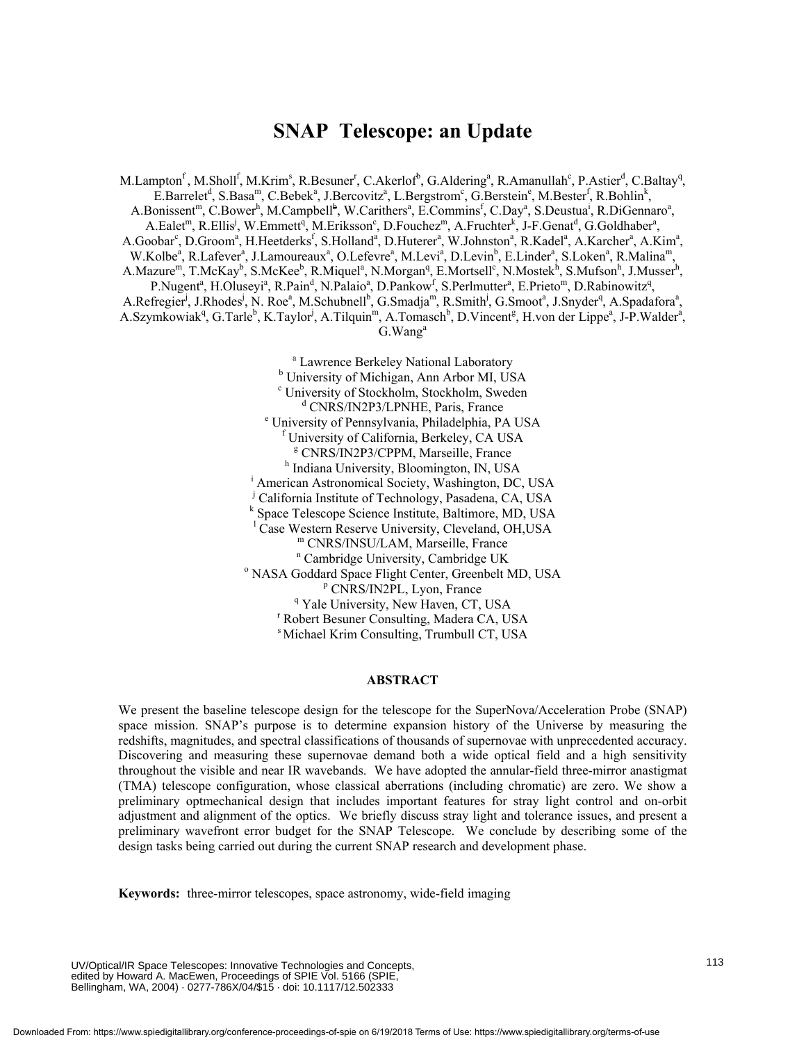# SNAP Telescope: an Update

M.Lampton[f], M.Sholl[f], M.Krim[s], R.Besuner[r], C.Akerlof[b], G.Aldering[a], R.Amanullah[c], P.Astier[d], C.Baltay[q], E.Barrelet[d], S.Basa[m], C.Bebek[a], J.Bercovitz[a], L.Bergstrom[c], G.Berstein[e], M.Bester[f], R.Bohlin[k], A.Bonissent[m], C.Bower[h], M.Campbell[b], W.Carithers[a], E.Commins[f], C.Day[a], S.Deustua[i], R.DiGennaro[a], A.Ealet[m], R.Ellis[j], W.Emmett[q], M.Eriksson[c], D.Fouchez[m], A.Fruchter[k], J-F.Genat[d], G.Goldhaber[a], A.Goobar[c], D.Groom[a], H.Heetderks[f], S.Holland[a], D.Huterer[a], W.Johnston[a], R.Kadel[a], A.Karcher[a], A.Kim[a], W.Kolbe[a], R.Lafever[a], J.Lamoureaux[a], O.Lefevre[a], M.Levi[a], D.Levin[b], E.Linder[a], S.Loken[a], R.Malina[m], A.Mazure[m], T.McKay[b], S.McKee[b], R.Miquel[a], N.Morgan[q], E.Mortsell[c], N.Mostek[h], S.Mufson[h], J.Musser[h], P.Nugent[a], H.Oluseyi[a], R.Pain[d], N.Palaio[a], D.Pankow[f], S.Perlmutter[a], E.Prieto[m], D.Rabinowitz[q], A.Refregier[l], J.Rhodes[j], N. Roe[a], M.Schubnell[b], G.Smadja[m], R.Smith[j], G.Smoot[a], J.Snyder[q], A.Spadafora[a], A.Szymkowiak[q], G.Tarle[b], K.Taylor[j], A.Tilquin[m], A.Tomasch[b], D.Vincent[g], H.von der Lippe[a], J-P.Walder[a], G.Wang[a]

[a] Lawrence Berkeley National Laboratory
[b] University of Michigan, Ann Arbor MI, USA
[c] University of Stockholm, Stockholm, Sweden
[d] CNRS/IN2P3/LPNHE, Paris, France
[e] University of Pennsylvania, Philadelphia, PA USA
[f] University of California, Berkeley, CA USA
[g] CNRS/IN2P3/CPPM, Marseille, France
[h] Indiana University, Bloomington, IN, USA
[i] American Astronomical Society, Washington, DC, USA
[j] California Institute of Technology, Pasadena, CA, USA
[k] Space Telescope Science Institute, Baltimore, MD, USA
[l] Case Western Reserve University, Cleveland, OH,USA
[m] CNRS/INSU/LAM, Marseille, France
[n] Cambridge University, Cambridge UK
[o] NASA Goddard Space Flight Center, Greenbelt MD, USA
[p] CNRS/IN2PL, Lyon, France
[q] Yale University, New Haven, CT, USA
[r] Robert Besuner Consulting, Madera CA, USA
[s] Michael Krim Consulting, Trumbull CT, USA

## ABSTRACT

We present the baseline telescope design for the telescope for the SuperNova/Acceleration Probe (SNAP) space mission. SNAP's purpose is to determine expansion history of the Universe by measuring the redshifts, magnitudes, and spectral classifications of thousands of supernovae with unprecedented accuracy. Discovering and measuring these supernovae demand both a wide optical field and a high sensitivity throughout the visible and near IR wavebands. We have adopted the annular-field three-mirror anastigmat (TMA) telescope configuration, whose classical aberrations (including chromatic) are zero. We show a preliminary optmechanical design that includes important features for stray light control and on-orbit adjustment and alignment of the optics. We briefly discuss stray light and tolerance issues, and present a preliminary wavefront error budget for the SNAP Telescope. We conclude by describing some of the design tasks being carried out during the current SNAP research and development phase.

**Keywords:** three-mirror telescopes, space astronomy, wide-field imaging

UV/Optical/IR Space Telescopes: Innovative Technologies and Concepts, edited by Howard A. MacEwen, Proceedings of SPIE Vol. 5166 (SPIE, Bellingham, WA, 2004) · 0277-786X/04/$15 · doi: 10.1117/12.502333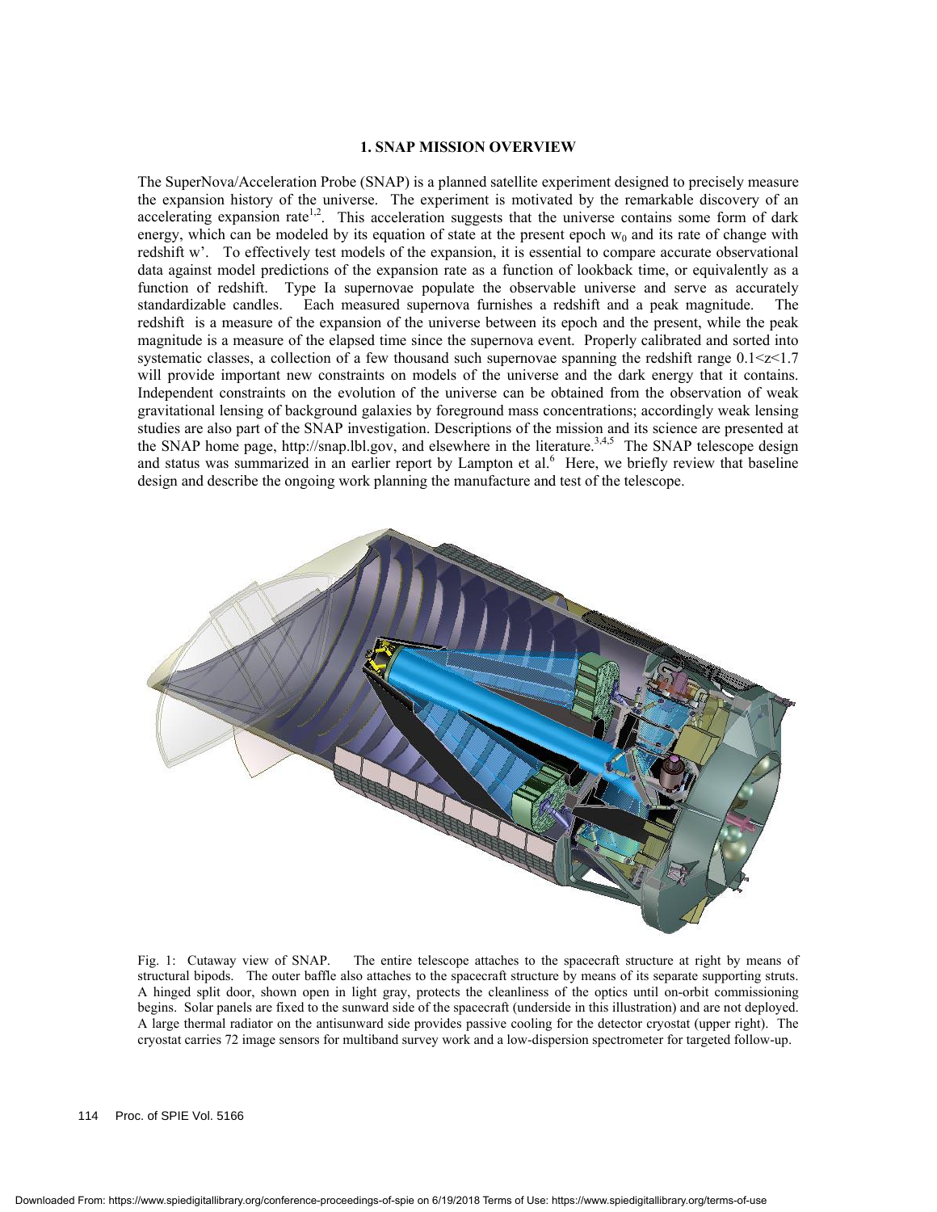# 1. SNAP MISSION OVERVIEW

The SuperNova/Acceleration Probe (SNAP) is a planned satellite experiment designed to precisely measure the expansion history of the universe. The experiment is motivated by the remarkable discovery of an accelerating expansion rate[1,2]. This acceleration suggests that the universe contains some form of dark energy, which can be modeled by its equation of state at the present epoch $w_0$ and its rate of change with redshift $w'$. To effectively test models of the expansion, it is essential to compare accurate observational data against model predictions of the expansion rate as a function of lookback time, or equivalently as a function of redshift. Type Ia supernovae populate the observable universe and serve as accurately standardizable candles. Each measured supernova furnishes a redshift and a peak magnitude. The redshift is a measure of the expansion of the universe between its epoch and the present, while the peak magnitude is a measure of the elapsed time since the supernova event. Properly calibrated and sorted into systematic classes, a collection of a few thousand such supernovae spanning the redshift range $0.1<z<1.7$ will provide important new constraints on models of the universe and the dark energy that it contains. Independent constraints on the evolution of the universe can be obtained from the observation of weak gravitational lensing of background galaxies by foreground mass concentrations; accordingly weak lensing studies are also part of the SNAP investigation. Descriptions of the mission and its science are presented at the SNAP home page, http://snap.lbl.gov, and elsewhere in the literature.[3,4,5] The SNAP telescope design and status was summarized in an earlier report by Lampton et al.[6] Here, we briefly review that baseline design and describe the ongoing work planning the manufacture and test of the telescope.

Fig. 1: Cutaway view of SNAP. The entire telescope attaches to the spacecraft structure at right by means of structural bipods. The outer baffle also attaches to the spacecraft structure by means of its separate supporting struts. A hinged split door, shown open in light gray, protects the cleanliness of the optics until on-orbit commissioning begins. Solar panels are fixed to the sunward side of the spacecraft (underside in this illustration) and are not deployed. A large thermal radiator on the antisunward side provides passive cooling for the detector cryostat (upper right). The cryostat carries 72 image sensors for multiband survey work and a low-dispersion spectrometer for targeted follow-up.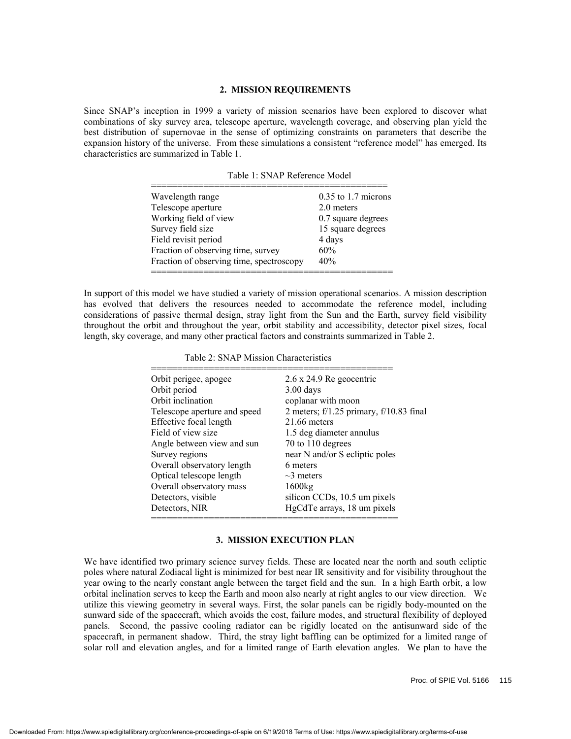## 2. MISSION REQUIREMENTS

Since SNAP's inception in 1999 a variety of mission scenarios have been explored to discover what combinations of sky survey area, telescope aperture, wavelength coverage, and observing plan yield the best distribution of supernovae in the sense of optimizing constraints on parameters that describe the expansion history of the universe. From these simulations a consistent "reference model" has emerged. Its characteristics are summarized in Table 1.

Table 1: SNAP Reference Model

| | |
|---|---|
| Wavelength range | 0.35 to 1.7 microns |
| Telescope aperture | 2.0 meters |
| Working field of view | 0.7 square degrees |
| Survey field size | 15 square degrees |
| Field revisit period | 4 days |
| Fraction of observing time, survey | 60% |
| Fraction of observing time, spectroscopy | 40% |

In support of this model we have studied a variety of mission operational scenarios. A mission description has evolved that delivers the resources needed to accommodate the reference model, including considerations of passive thermal design, stray light from the Sun and the Earth, survey field visibility throughout the orbit and throughout the year, orbit stability and accessibility, detector pixel sizes, focal length, sky coverage, and many other practical factors and constraints summarized in Table 2.

Table 2: SNAP Mission Characteristics

| | |
|---|---|
| Orbit perigee, apogee | 2.6 x 24.9 Re geocentric |
| Orbit period | 3.00 days |
| Orbit inclination | coplanar with moon |
| Telescope aperture and speed | 2 meters; f/1.25 primary, f/10.83 final |
| Effective focal length | 21.66 meters |
| Field of view size | 1.5 deg diameter annulus |
| Angle between view and sun | 70 to 110 degrees |
| Survey regions | near N and/or S ecliptic poles |
| Overall observatory length | 6 meters |
| Optical telescope length | ~3 meters |
| Overall observatory mass | 1600kg |
| Detectors, visible | silicon CCDs, 10.5 um pixels |
| Detectors, NIR | HgCdTe arrays, 18 um pixels |

## 3. MISSION EXECUTION PLAN

We have identified two primary science survey fields. These are located near the north and south ecliptic poles where natural Zodiacal light is minimized for best near IR sensitivity and for visibility throughout the year owing to the nearly constant angle between the target field and the sun. In a high Earth orbit, a low orbital inclination serves to keep the Earth and moon also nearly at right angles to our view direction. We utilize this viewing geometry in several ways. First, the solar panels can be rigidly body-mounted on the sunward side of the spacecraft, which avoids the cost, failure modes, and structural flexibility of deployed panels. Second, the passive cooling radiator can be rigidly located on the antisunward side of the spacecraft, in permanent shadow. Third, the stray light baffling can be optimized for a limited range of solar roll and elevation angles, and for a limited range of Earth elevation angles. We plan to have the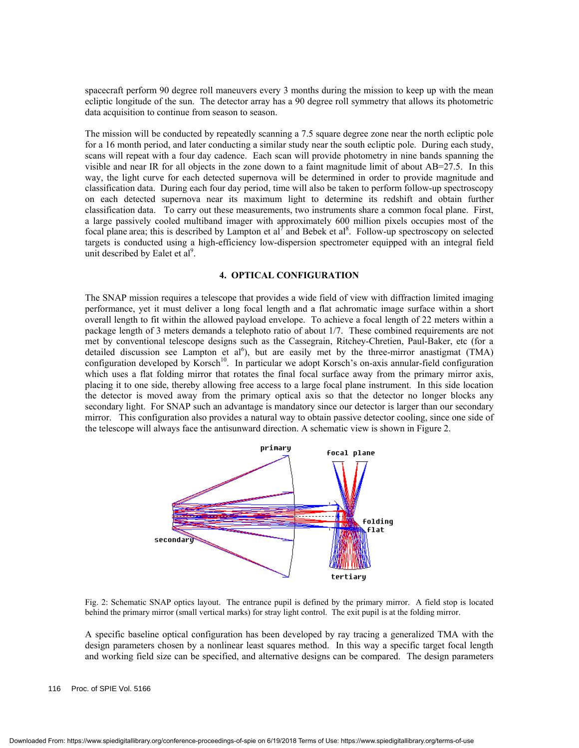spacecraft perform 90 degree roll maneuvers every 3 months during the mission to keep up with the mean ecliptic longitude of the sun. The detector array has a 90 degree roll symmetry that allows its photometric data acquisition to continue from season to season.

The mission will be conducted by repeatedly scanning a 7.5 square degree zone near the north ecliptic pole for a 16 month period, and later conducting a similar study near the south ecliptic pole. During each study, scans will repeat with a four day cadence. Each scan will provide photometry in nine bands spanning the visible and near IR for all objects in the zone down to a faint magnitude limit of about AB=27.5. In this way, the light curve for each detected supernova will be determined in order to provide magnitude and classification data. During each four day period, time will also be taken to perform follow-up spectroscopy on each detected supernova near its maximum light to determine its redshift and obtain further classification data. To carry out these measurements, two instruments share a common focal plane. First, a large passively cooled multiband imager with approximately 600 million pixels occupies most of the focal plane area; this is described by Lampton et al[7] and Bebek et al[8]. Follow-up spectroscopy on selected targets is conducted using a high-efficiency low-dispersion spectrometer equipped with an integral field unit described by Ealet et al[9].

## 4. OPTICAL CONFIGURATION

The SNAP mission requires a telescope that provides a wide field of view with diffraction limited imaging performance, yet it must deliver a long focal length and a flat achromatic image surface within a short overall length to fit within the allowed payload envelope. To achieve a focal length of 22 meters within a package length of 3 meters demands a telephoto ratio of about 1/7. These combined requirements are not met by conventional telescope designs such as the Cassegrain, Ritchey-Chretien, Paul-Baker, etc (for a detailed discussion see Lampton et al[6]), but are easily met by the three-mirror anastigmat (TMA) configuration developed by Korsch[10]. In particular we adopt Korsch's on-axis annular-field configuration which uses a flat folding mirror that rotates the final focal surface away from the primary mirror axis, placing it to one side, thereby allowing free access to a large focal plane instrument. In this side location the detector is moved away from the primary optical axis so that the detector no longer blocks any secondary light. For SNAP such an advantage is mandatory since our detector is larger than our secondary mirror. This configuration also provides a natural way to obtain passive detector cooling, since one side of the telescope will always face the antisunward direction. A schematic view is shown in Figure 2.

Fig. 2: Schematic SNAP optics layout. The entrance pupil is defined by the primary mirror. A field stop is located behind the primary mirror (small vertical marks) for stray light control. The exit pupil is at the folding mirror.

A specific baseline optical configuration has been developed by ray tracing a generalized TMA with the design parameters chosen by a nonlinear least squares method. In this way a specific target focal length and working field size can be specified, and alternative designs can be compared. The design parameters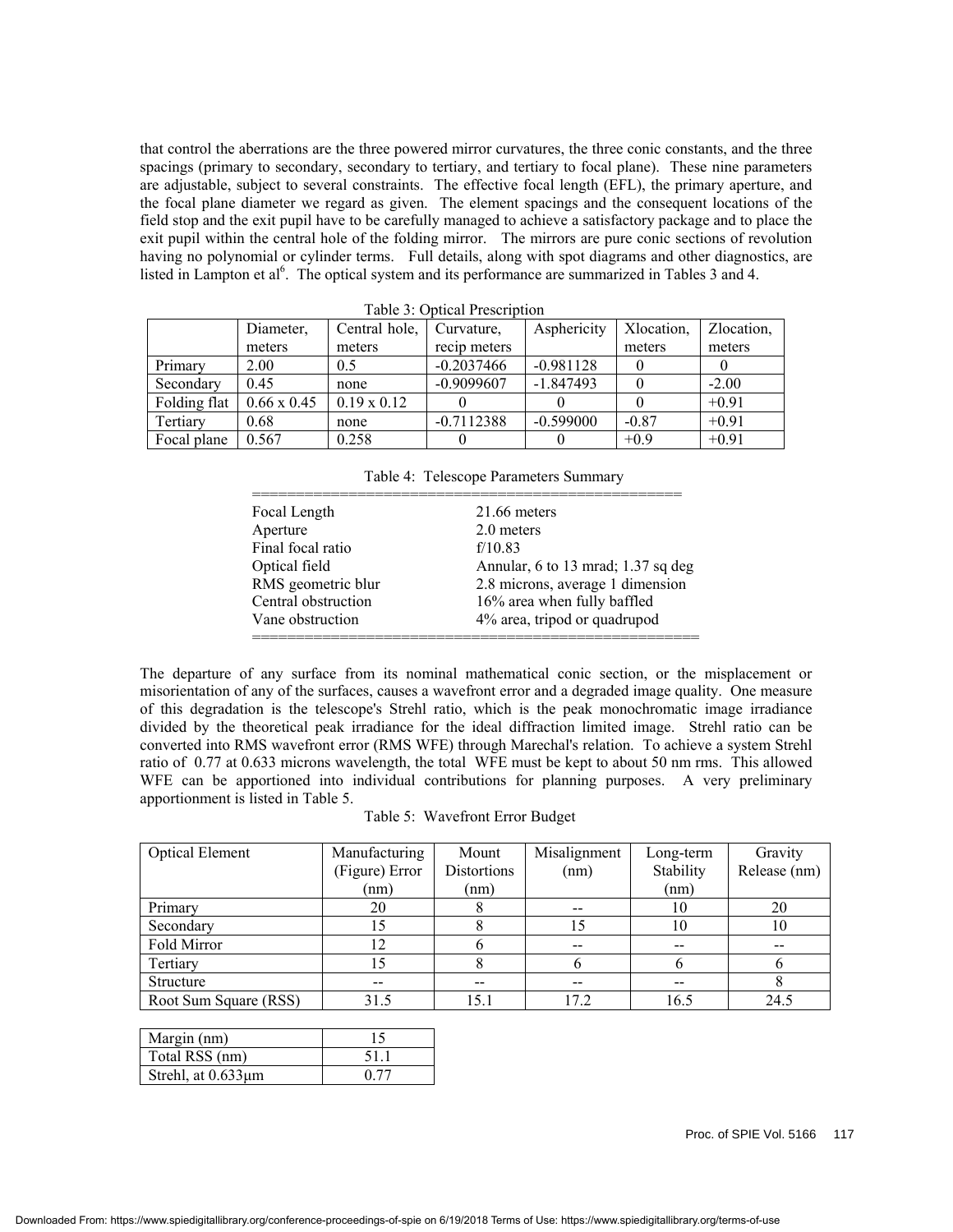that control the aberrations are the three powered mirror curvatures, the three conic constants, and the three spacings (primary to secondary, secondary to tertiary, and tertiary to focal plane). These nine parameters are adjustable, subject to several constraints. The effective focal length (EFL), the primary aperture, and the focal plane diameter we regard as given. The element spacings and the consequent locations of the field stop and the exit pupil have to be carefully managed to achieve a satisfactory package and to place the exit pupil within the central hole of the folding mirror. The mirrors are pure conic sections of revolution having no polynomial or cylinder terms. Full details, along with spot diagrams and other diagnostics, are listed in Lampton et al[6]. The optical system and its performance are summarized in Tables 3 and 4.

Table 3: Optical Prescription

| | Diameter, meters | Central hole, meters | Curvature, recip meters | Asphericity | Xlocation, meters | Zlocation, meters |
|---|---|---|---|---|---|---|
| Primary | 2.00 | 0.5 | -0.2037466 | -0.981128 | 0 | 0 |
| Secondary | 0.45 | none | -0.9099607 | -1.847493 | 0 | -2.00 |
| Folding flat | 0.66 x 0.45 | 0.19 x 0.12 | 0 | 0 | 0 | +0.91 |
| Tertiary | 0.68 | none | -0.7112388 | -0.599000 | -0.87 | +0.91 |
| Focal plane | 0.567 | 0.258 | 0 | 0 | +0.9 | +0.91 |

Table 4: Telescope Parameters Summary

| | |
|---|---|
| Focal Length | 21.66 meters |
| Aperture | 2.0 meters |
| Final focal ratio | f/10.83 |
| Optical field | Annular, 6 to 13 mrad; 1.37 sq deg |
| RMS geometric blur | 2.8 microns, average 1 dimension |
| Central obstruction | 16% area when fully baffled |
| Vane obstruction | 4% area, tripod or quadrupod |

The departure of any surface from its nominal mathematical conic section, or the misplacement or misorientation of any of the surfaces, causes a wavefront error and a degraded image quality. One measure of this degradation is the telescope's Strehl ratio, which is the peak monochromatic image irradiance divided by the theoretical peak irradiance for the ideal diffraction limited image. Strehl ratio can be converted into RMS wavefront error (RMS WFE) through Marechal's relation. To achieve a system Strehl ratio of 0.77 at 0.633 microns wavelength, the total WFE must be kept to about 50 nm rms. This allowed WFE can be apportioned into individual contributions for planning purposes. A very preliminary apportionment is listed in Table 5.

Table 5: Wavefront Error Budget

| Optical Element | Manufacturing (Figure) Error (nm) | Mount Distortions (nm) | Misalignment (nm) | Long-term Stability (nm) | Gravity Release (nm) |
|---|---|---|---|---|---|
| Primary | 20 | 8 | -- | 10 | 20 |
| Secondary | 15 | 8 | 15 | 10 | 10 |
| Fold Mirror | 12 | 6 | -- | -- | -- |
| Tertiary | 15 | 8 | 6 | 6 | 6 |
| Structure | -- | -- | -- | -- | 8 |
| Root Sum Square (RSS) | 31.5 | 15.1 | 17.2 | 16.5 | 24.5 |

| | |
|---|---|
| Margin (nm) | 15 |
| Total RSS (nm) | 51.1 |
| Strehl, at 0.633μm | 0.77 |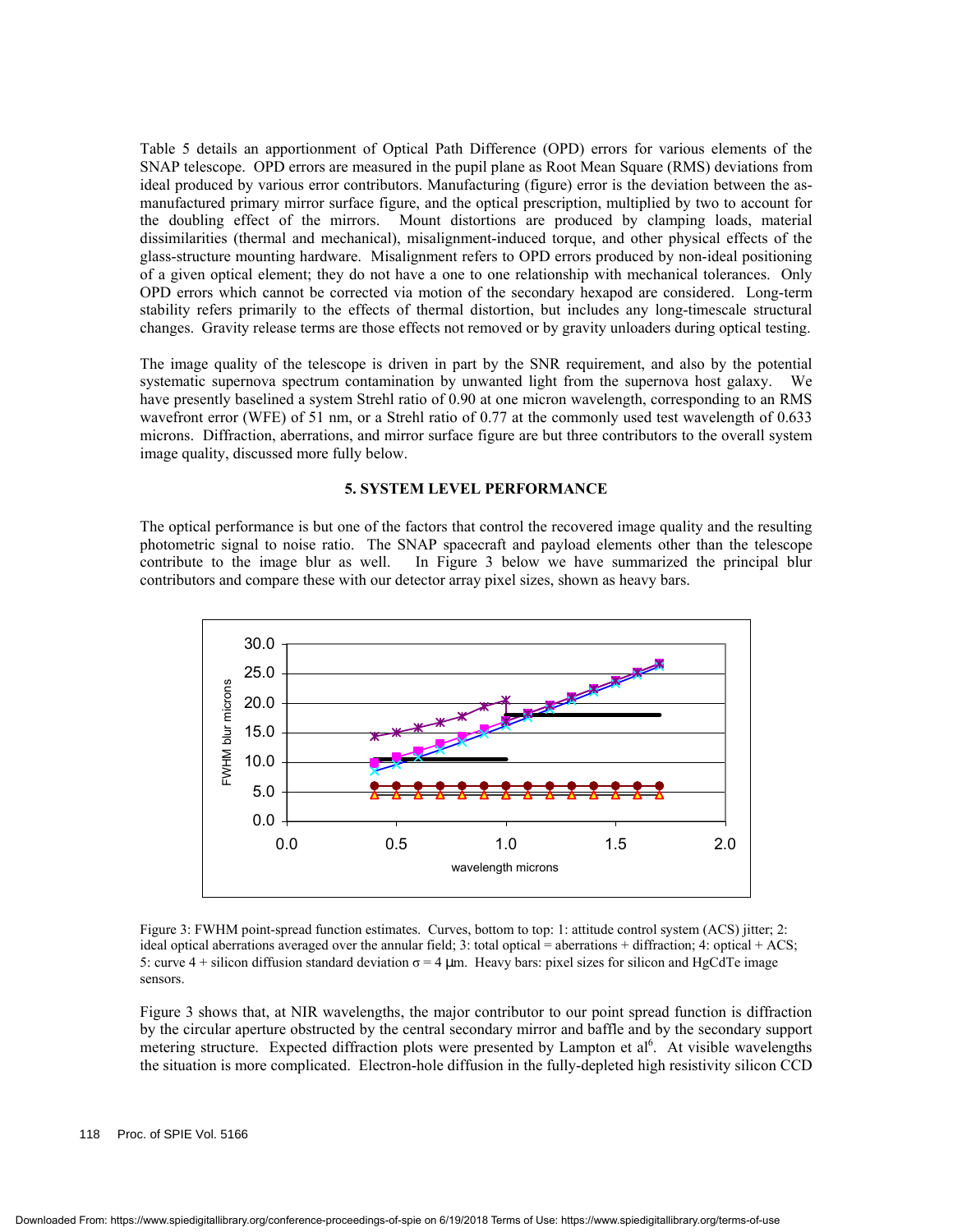Table 5 details an apportionment of Optical Path Difference (OPD) errors for various elements of the SNAP telescope. OPD errors are measured in the pupil plane as Root Mean Square (RMS) deviations from ideal produced by various error contributors. Manufacturing (figure) error is the deviation between the as-manufactured primary mirror surface figure, and the optical prescription, multiplied by two to account for the doubling effect of the mirrors. Mount distortions are produced by clamping loads, material dissimilarities (thermal and mechanical), misalignment-induced torque, and other physical effects of the glass-structure mounting hardware. Misalignment refers to OPD errors produced by non-ideal positioning of a given optical element; they do not have a one to one relationship with mechanical tolerances. Only OPD errors which cannot be corrected via motion of the secondary hexapod are considered. Long-term stability refers primarily to the effects of thermal distortion, but includes any long-timescale structural changes. Gravity release terms are those effects not removed or by gravity unloaders during optical testing.

The image quality of the telescope is driven in part by the SNR requirement, and also by the potential systematic supernova spectrum contamination by unwanted light from the supernova host galaxy. We have presently baselined a system Strehl ratio of 0.90 at one micron wavelength, corresponding to an RMS wavefront error (WFE) of 51 nm, or a Strehl ratio of 0.77 at the commonly used test wavelength of 0.633 microns. Diffraction, aberrations, and mirror surface figure are but three contributors to the overall system image quality, discussed more fully below.

## 5. SYSTEM LEVEL PERFORMANCE

The optical performance is but one of the factors that control the recovered image quality and the resulting photometric signal to noise ratio. The SNAP spacecraft and payload elements other than the telescope contribute to the image blur as well. In Figure 3 below we have summarized the principal blur contributors and compare these with our detector array pixel sizes, shown as heavy bars.

Figure 3: FWHM point-spread function estimates. Curves, bottom to top: 1: attitude control system (ACS) jitter; 2: ideal optical aberrations averaged over the annular field; 3: total optical = aberrations + diffraction; 4: optical + ACS; 5: curve 4 + silicon diffusion standard deviation $\sigma = 4$ μm. Heavy bars: pixel sizes for silicon and HgCdTe image sensors.

Figure 3 shows that, at NIR wavelengths, the major contributor to our point spread function is diffraction by the circular aperture obstructed by the central secondary mirror and baffle and by the secondary support metering structure. Expected diffraction plots were presented by Lampton et al[6]. At visible wavelengths the situation is more complicated. Electron-hole diffusion in the fully-depleted high resistivity silicon CCD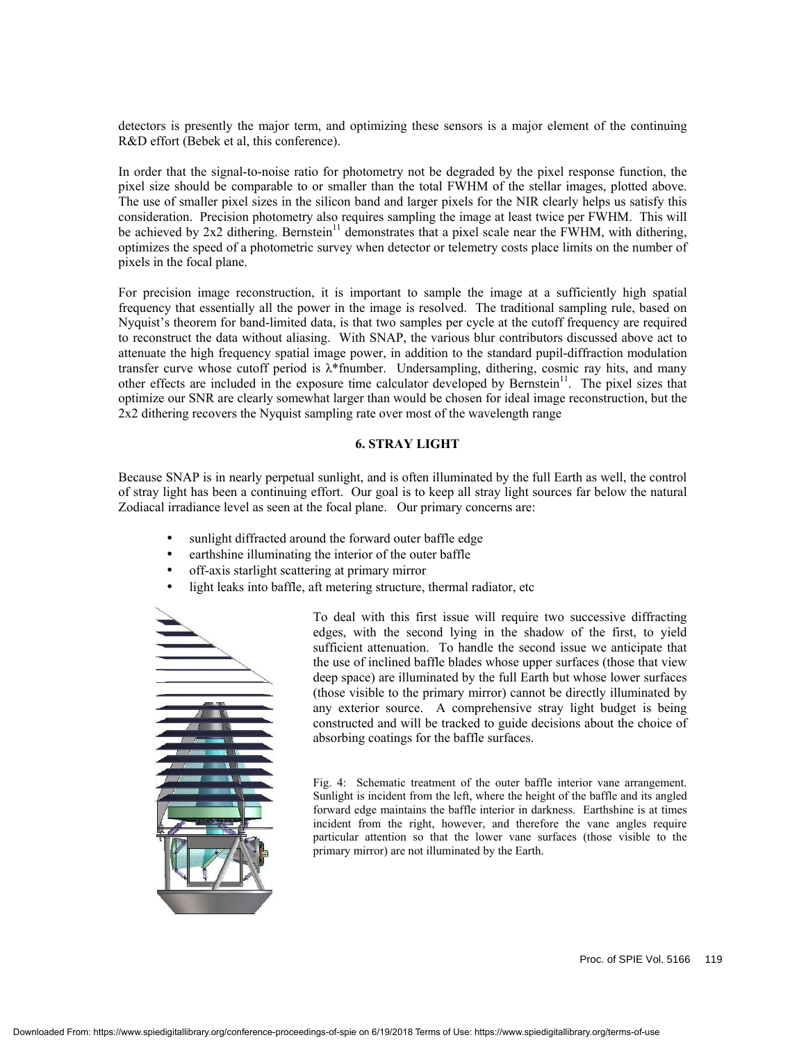detectors is presently the major term, and optimizing these sensors is a major element of the continuing R&D effort (Bebek et al, this conference).

In order that the signal-to-noise ratio for photometry not be degraded by the pixel response function, the pixel size should be comparable to or smaller than the total FWHM of the stellar images, plotted above. The use of smaller pixel sizes in the silicon band and larger pixels for the NIR clearly helps us satisfy this consideration. Precision photometry also requires sampling the image at least twice per FWHM. This will be achieved by 2x2 dithering. Bernstein[11] demonstrates that a pixel scale near the FWHM, with dithering, optimizes the speed of a photometric survey when detector or telemetry costs place limits on the number of pixels in the focal plane.

For precision image reconstruction, it is important to sample the image at a sufficiently high spatial frequency that essentially all the power in the image is resolved. The traditional sampling rule, based on Nyquist's theorem for band-limited data, is that two samples per cycle at the cutoff frequency are required to reconstruct the data without aliasing. With SNAP, the various blur contributors discussed above act to attenuate the high frequency spatial image power, in addition to the standard pupil-diffraction modulation transfer curve whose cutoff period is $\lambda$*fnumber. Undersampling, dithering, cosmic ray hits, and many other effects are included in the exposure time calculator developed by Bernstein[11]. The pixel sizes that optimize our SNR are clearly somewhat larger than would be chosen for ideal image reconstruction, but the 2x2 dithering recovers the Nyquist sampling rate over most of the wavelength range

## 6. STRAY LIGHT

Because SNAP is in nearly perpetual sunlight, and is often illuminated by the full Earth as well, the control of stray light has been a continuing effort. Our goal is to keep all stray light sources far below the natural Zodiacal irradiance level as seen at the focal plane. Our primary concerns are:

- sunlight diffracted around the forward outer baffle edge
- earthshine illuminating the interior of the outer baffle
- off-axis starlight scattering at primary mirror
- light leaks into baffle, aft metering structure, thermal radiator, etc

To deal with this first issue will require two successive diffracting edges, with the second lying in the shadow of the first, to yield sufficient attenuation. To handle the second issue we anticipate that the use of inclined baffle blades whose upper surfaces (those that view deep space) are illuminated by the full Earth but whose lower surfaces (those visible to the primary mirror) cannot be directly illuminated by any exterior source. A comprehensive stray light budget is being constructed and will be tracked to guide decisions about the choice of absorbing coatings for the baffle surfaces.

Fig. 4: Schematic treatment of the outer baffle interior vane arrangement. Sunlight is incident from the left, where the height of the baffle and its angled forward edge maintains the baffle interior in darkness. Earthshine is at times incident from the right, however, and therefore the vane angles require particular attention so that the lower vane surfaces (those visible to the primary mirror) are not illuminated by the Earth.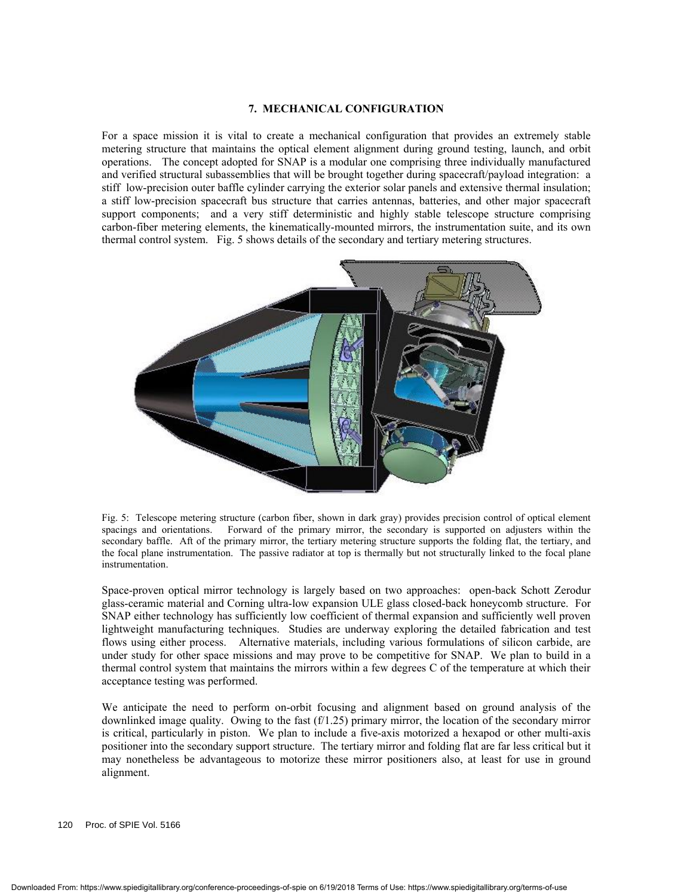## 7. MECHANICAL CONFIGURATION

For a space mission it is vital to create a mechanical configuration that provides an extremely stable metering structure that maintains the optical element alignment during ground testing, launch, and orbit operations. The concept adopted for SNAP is a modular one comprising three individually manufactured and verified structural subassemblies that will be brought together during spacecraft/payload integration: a stiff low-precision outer baffle cylinder carrying the exterior solar panels and extensive thermal insulation; a stiff low-precision spacecraft bus structure that carries antennas, batteries, and other major spacecraft support components; and a very stiff deterministic and highly stable telescope structure comprising carbon-fiber metering elements, the kinematically-mounted mirrors, the instrumentation suite, and its own thermal control system. Fig. 5 shows details of the secondary and tertiary metering structures.

Fig. 5: Telescope metering structure (carbon fiber, shown in dark gray) provides precision control of optical element spacings and orientations. Forward of the primary mirror, the secondary is supported on adjusters within the secondary baffle. Aft of the primary mirror, the tertiary metering structure supports the folding flat, the tertiary, and the focal plane instrumentation. The passive radiator at top is thermally but not structurally linked to the focal plane instrumentation.

Space-proven optical mirror technology is largely based on two approaches: open-back Schott Zerodur glass-ceramic material and Corning ultra-low expansion ULE glass closed-back honeycomb structure. For SNAP either technology has sufficiently low coefficient of thermal expansion and sufficiently well proven lightweight manufacturing techniques. Studies are underway exploring the detailed fabrication and test flows using either process. Alternative materials, including various formulations of silicon carbide, are under study for other space missions and may prove to be competitive for SNAP. We plan to build in a thermal control system that maintains the mirrors within a few degrees C of the temperature at which their acceptance testing was performed.

We anticipate the need to perform on-orbit focusing and alignment based on ground analysis of the downlinked image quality. Owing to the fast (f/1.25) primary mirror, the location of the secondary mirror is critical, particularly in piston. We plan to include a five-axis motorized a hexapod or other multi-axis positioner into the secondary support structure. The tertiary mirror and folding flat are far less critical but it may nonetheless be advantageous to motorize these mirror positioners also, at least for use in ground alignment.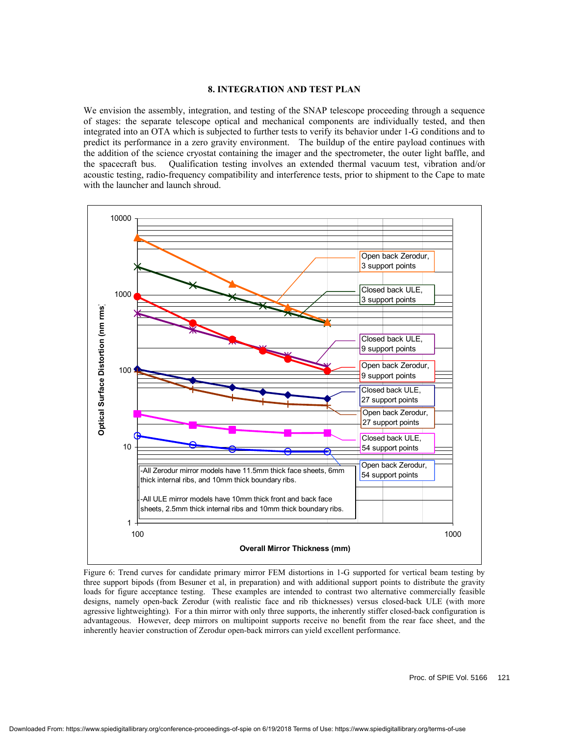## 8. INTEGRATION AND TEST PLAN

We envision the assembly, integration, and testing of the SNAP telescope proceeding through a sequence of stages: the separate telescope optical and mechanical components are individually tested, and then integrated into an OTA which is subjected to further tests to verify its behavior under 1-G conditions and to predict its performance in a zero gravity environment. The buildup of the entire payload continues with the addition of the science cryostat containing the imager and the spectrometer, the outer light baffle, and the spacecraft bus. Qualification testing involves an extended thermal vacuum test, vibration and/or acoustic testing, radio-frequency compatibility and interference tests, prior to shipment to the Cape to mate with the launcher and launch shroud.

Figure 6: Trend curves for candidate primary mirror FEM distortions in 1-G supported for vertical beam testing by three support bipods (from Besuner et al, in preparation) and with additional support points to distribute the gravity loads for figure acceptance testing. These examples are intended to contrast two alternative commercially feasible designs, namely open-back Zerodur (with realistic face and rib thicknesses) versus closed-back ULE (with more agressive lightweighting). For a thin mirror with only three supports, the inherently stiffer closed-back configuration is advantageous. However, deep mirrors on multipoint supports receive no benefit from the rear face sheet, and the inherently heavier construction of Zerodur open-back mirrors can yield excellent performance.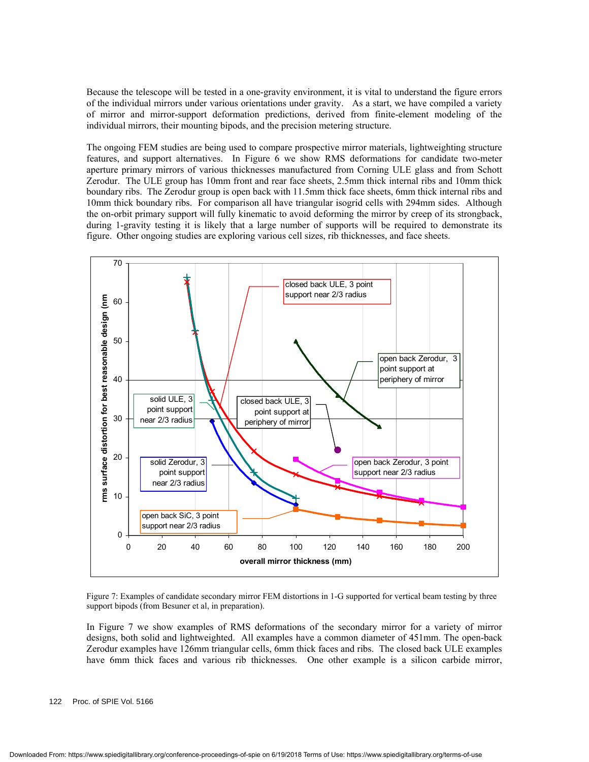Because the telescope will be tested in a one-gravity environment, it is vital to understand the figure errors of the individual mirrors under various orientations under gravity. As a start, we have compiled a variety of mirror and mirror-support deformation predictions, derived from finite-element modeling of the individual mirrors, their mounting bipods, and the precision metering structure.

The ongoing FEM studies are being used to compare prospective mirror materials, lightweighting structure features, and support alternatives. In Figure 6 we show RMS deformations for candidate two-meter aperture primary mirrors of various thicknesses manufactured from Corning ULE glass and from Schott Zerodur. The ULE group has 10mm front and rear face sheets, 2.5mm thick internal ribs and 10mm thick boundary ribs. The Zerodur group is open back with 11.5mm thick face sheets, 6mm thick internal ribs and 10mm thick boundary ribs. For comparison all have triangular isogrid cells with 294mm sides. Although the on-orbit primary support will fully kinematic to avoid deforming the mirror by creep of its strongback, during 1-gravity testing it is likely that a large number of supports will be required to demonstrate its figure. Other ongoing studies are exploring various cell sizes, rib thicknesses, and face sheets.

Figure 7: Examples of candidate secondary mirror FEM distortions in 1-G supported for vertical beam testing by three support bipods (from Besuner et al, in preparation).

In Figure 7 we show examples of RMS deformations of the secondary mirror for a variety of mirror designs, both solid and lightweighted. All examples have a common diameter of 451mm. The open-back Zerodur examples have 126mm triangular cells, 6mm thick faces and ribs. The closed back ULE examples have 6mm thick faces and various rib thicknesses. One other example is a silicon carbide mirror,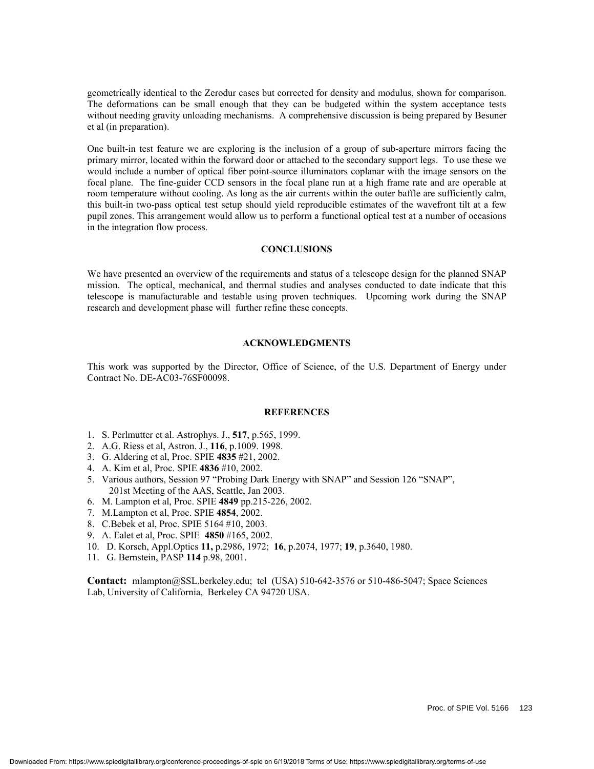geometrically identical to the Zerodur cases but corrected for density and modulus, shown for comparison. The deformations can be small enough that they can be budgeted within the system acceptance tests without needing gravity unloading mechanisms. A comprehensive discussion is being prepared by Besuner et al (in preparation).

One built-in test feature we are exploring is the inclusion of a group of sub-aperture mirrors facing the primary mirror, located within the forward door or attached to the secondary support legs. To use these we would include a number of optical fiber point-source illuminators coplanar with the image sensors on the focal plane. The fine-guider CCD sensors in the focal plane run at a high frame rate and are operable at room temperature without cooling. As long as the air currents within the outer baffle are sufficiently calm, this built-in two-pass optical test setup should yield reproducible estimates of the wavefront tilt at a few pupil zones. This arrangement would allow us to perform a functional optical test at a number of occasions in the integration flow process.

## CONCLUSIONS

We have presented an overview of the requirements and status of a telescope design for the planned SNAP mission. The optical, mechanical, and thermal studies and analyses conducted to date indicate that this telescope is manufacturable and testable using proven techniques. Upcoming work during the SNAP research and development phase will further refine these concepts.

## ACKNOWLEDGMENTS

This work was supported by the Director, Office of Science, of the U.S. Department of Energy under Contract No. DE-AC03-76SF00098.

## REFERENCES

1. S. Perlmutter et al. Astrophys. J., **517**, p.565, 1999.
2. A.G. Riess et al, Astron. J., **116**, p.1009. 1998.
3. G. Aldering et al, Proc. SPIE **4835** #21, 2002.
4. A. Kim et al, Proc. SPIE **4836** #10, 2002.
5. Various authors, Session 97 "Probing Dark Energy with SNAP" and Session 126 "SNAP", 201st Meeting of the AAS, Seattle, Jan 2003.
6. M. Lampton et al, Proc. SPIE **4849** pp.215-226, 2002.
7. M.Lampton et al, Proc. SPIE **4854**, 2002.
8. C.Bebek et al, Proc. SPIE 5164 #10, 2003.
9. A. Ealet et al, Proc. SPIE **4850** #165, 2002.
10. D. Korsch, Appl.Optics **11,** p.2986, 1972; **16**, p.2074, 1977; **19**, p.3640, 1980.
11. G. Bernstein, PASP **114** p.98, 2001.

**Contact:** mlampton@SSL.berkeley.edu; tel (USA) 510-642-3576 or 510-486-5047; Space Sciences Lab, University of California, Berkeley CA 94720 USA.